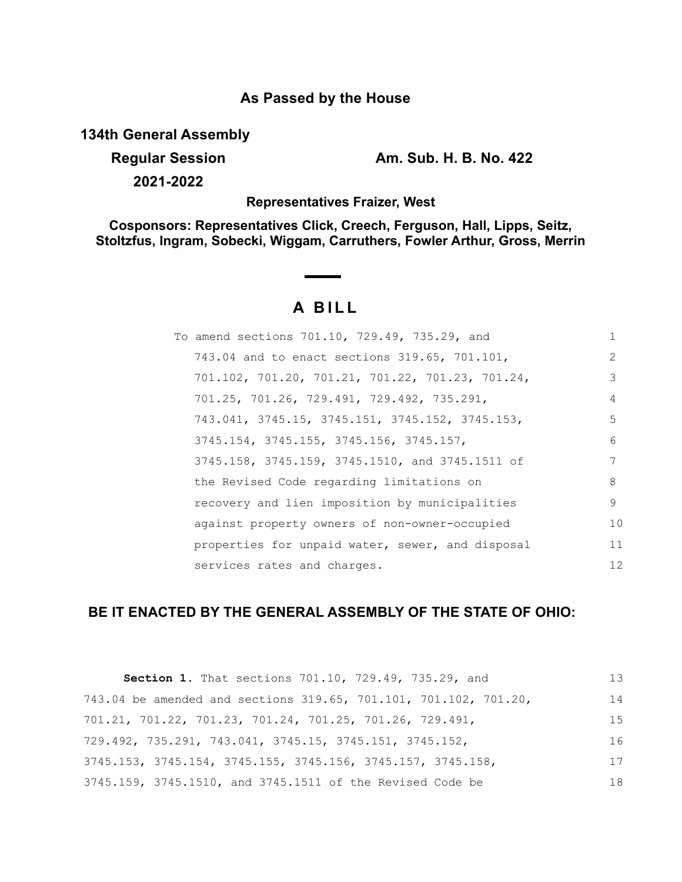**As Passed by the House**

**134th General Assembly**

**Regular Session** **Am. Sub. H. B. No. 422**

**2021-2022**

**Representatives Fraizer, West**

**Cosponsors: Representatives Click, Creech, Ferguson, Hall, Lipps, Seitz, Stoltzfus, Ingram, Sobecki, Wiggam, Carruthers, Fowler Arthur, Gross, Merrin**

# A BILL

To amend sections 701.10, 729.49, 735.29, and 743.04 and to enact sections 319.65, 701.101, 701.102, 701.20, 701.21, 701.22, 701.23, 701.24, 701.25, 701.26, 729.491, 729.492, 735.291, 743.041, 3745.15, 3745.151, 3745.152, 3745.153, 3745.154, 3745.155, 3745.156, 3745.157, 3745.158, 3745.159, 3745.1510, and 3745.1511 of the Revised Code regarding limitations on recovery and lien imposition by municipalities against property owners of non-owner-occupied properties for unpaid water, sewer, and disposal services rates and charges.

**BE IT ENACTED BY THE GENERAL ASSEMBLY OF THE STATE OF OHIO:**

**Section 1.** That sections 701.10, 729.49, 735.29, and 743.04 be amended and sections 319.65, 701.101, 701.102, 701.20, 701.21, 701.22, 701.23, 701.24, 701.25, 701.26, 729.491, 729.492, 735.291, 743.041, 3745.15, 3745.151, 3745.152, 3745.153, 3745.154, 3745.155, 3745.156, 3745.157, 3745.158, 3745.159, 3745.1510, and 3745.1511 of the Revised Code be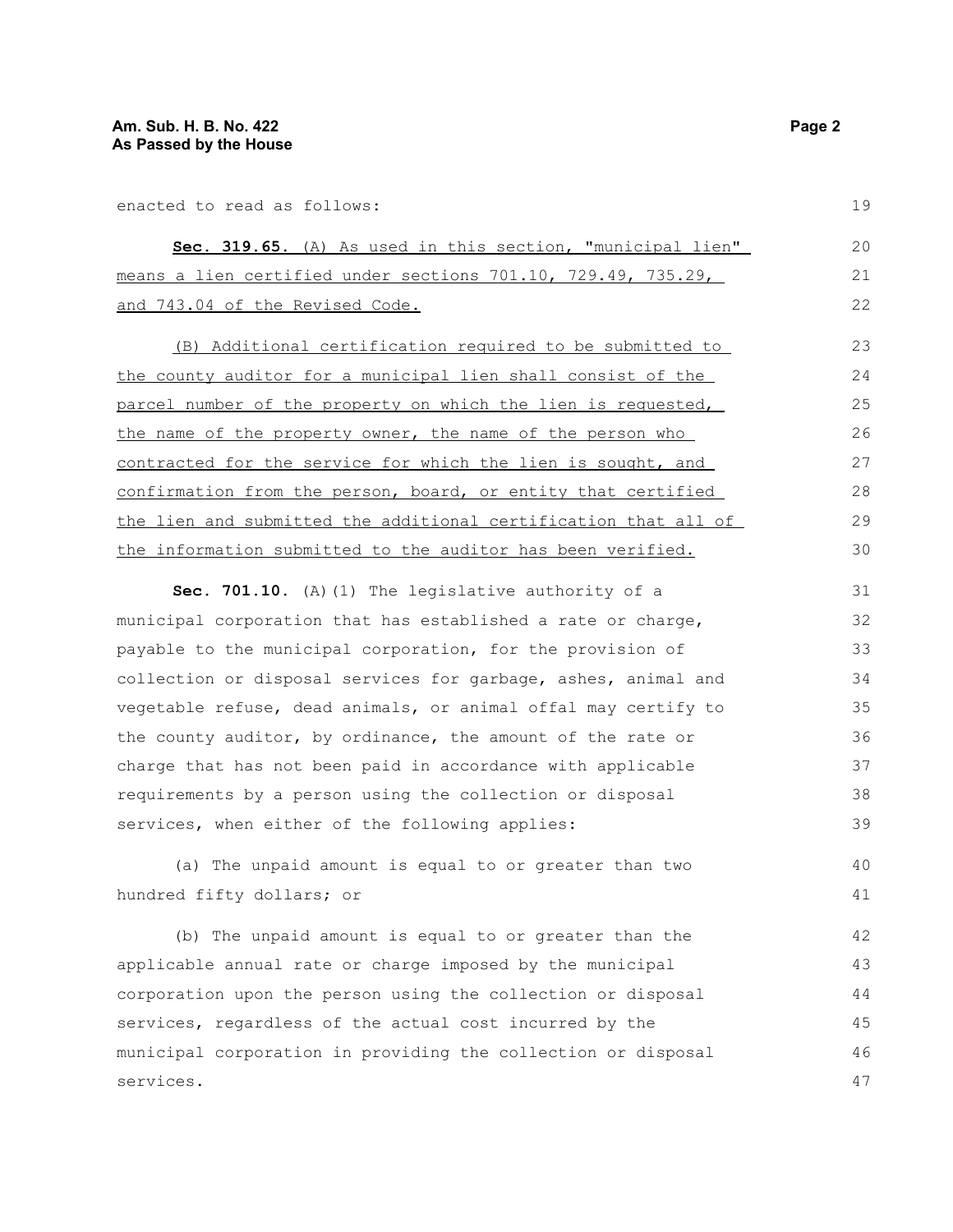enacted to read as follows:

**Sec. 319.65.** (A) As used in this section, "municipal lien" means a lien certified under sections 701.10, 729.49, 735.29, and 743.04 of the Revised Code.

(B) Additional certification required to be submitted to the county auditor for a municipal lien shall consist of the parcel number of the property on which the lien is requested, the name of the property owner, the name of the person who contracted for the service for which the lien is sought, and confirmation from the person, board, or entity that certified the lien and submitted the additional certification that all of the information submitted to the auditor has been verified.

**Sec. 701.10.** (A)(1) The legislative authority of a municipal corporation that has established a rate or charge, payable to the municipal corporation, for the provision of collection or disposal services for garbage, ashes, animal and vegetable refuse, dead animals, or animal offal may certify to the county auditor, by ordinance, the amount of the rate or charge that has not been paid in accordance with applicable requirements by a person using the collection or disposal services, when either of the following applies:

(a) The unpaid amount is equal to or greater than two hundred fifty dollars; or

(b) The unpaid amount is equal to or greater than the applicable annual rate or charge imposed by the municipal corporation upon the person using the collection or disposal services, regardless of the actual cost incurred by the municipal corporation in providing the collection or disposal services.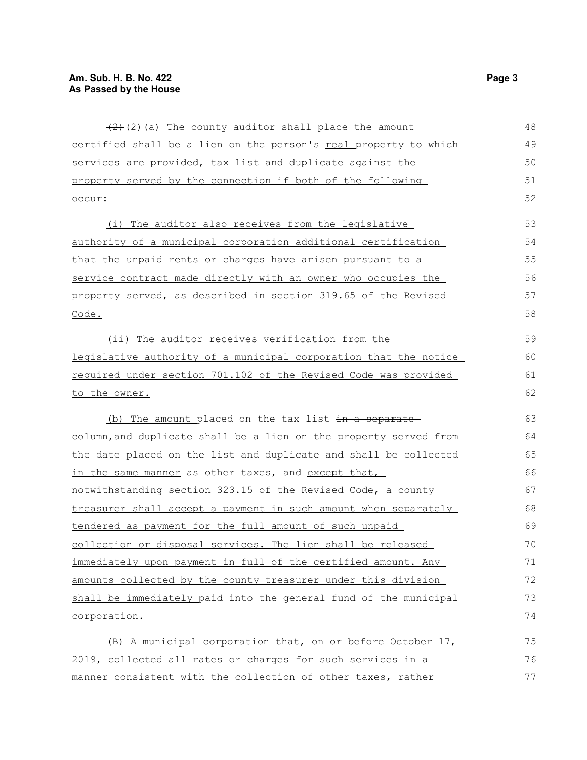(2)(2)(a) The county auditor shall place the amount certified shall be a lien on the person's real property to which services are provided, tax list and duplicate against the property served by the connection if both of the following occur:

(i) The auditor also receives from the legislative authority of a municipal corporation additional certification that the unpaid rents or charges have arisen pursuant to a service contract made directly with an owner who occupies the property served, as described in section 319.65 of the Revised Code.

(ii) The auditor receives verification from the legislative authority of a municipal corporation that the notice required under section 701.102 of the Revised Code was provided to the owner.

(b) The amount placed on the tax list in a separate column, and duplicate shall be a lien on the property served from the date placed on the list and duplicate and shall be collected in the same manner as other taxes, and except that, notwithstanding section 323.15 of the Revised Code, a county treasurer shall accept a payment in such amount when separately tendered as payment for the full amount of such unpaid collection or disposal services. The lien shall be released immediately upon payment in full of the certified amount. Any amounts collected by the county treasurer under this division shall be immediately paid into the general fund of the municipal corporation.

(B) A municipal corporation that, on or before October 17, 2019, collected all rates or charges for such services in a manner consistent with the collection of other taxes, rather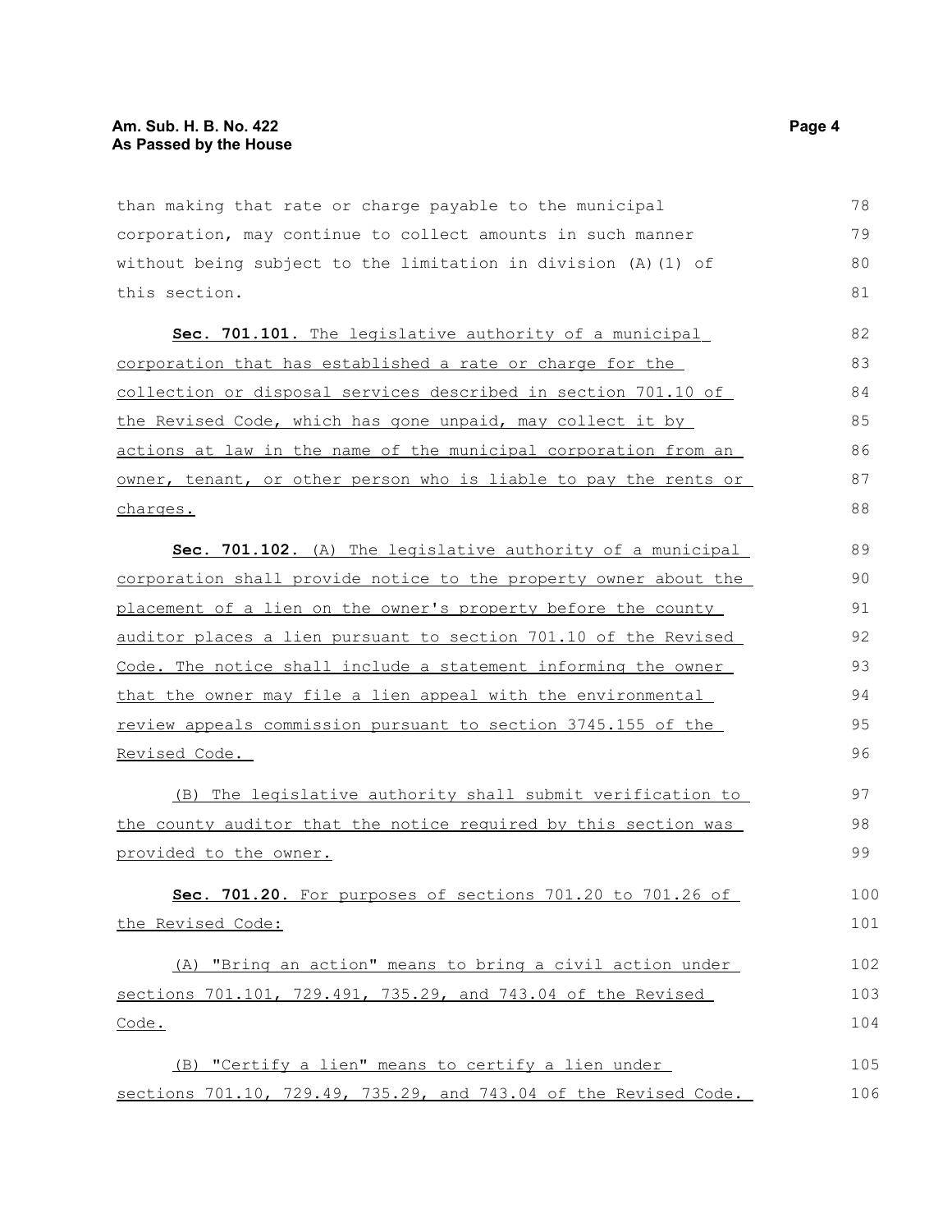than making that rate or charge payable to the municipal corporation, may continue to collect amounts in such manner without being subject to the limitation in division (A)(1) of this section.

**Sec. 701.101.** The legislative authority of a municipal corporation that has established a rate or charge for the collection or disposal services described in section 701.10 of the Revised Code, which has gone unpaid, may collect it by actions at law in the name of the municipal corporation from an owner, tenant, or other person who is liable to pay the rents or charges.

**Sec. 701.102.** (A) The legislative authority of a municipal corporation shall provide notice to the property owner about the placement of a lien on the owner's property before the county auditor places a lien pursuant to section 701.10 of the Revised Code. The notice shall include a statement informing the owner that the owner may file a lien appeal with the environmental review appeals commission pursuant to section 3745.155 of the Revised Code.

(B) The legislative authority shall submit verification to the county auditor that the notice required by this section was provided to the owner.

**Sec. 701.20.** For purposes of sections 701.20 to 701.26 of the Revised Code:

(A) "Bring an action" means to bring a civil action under sections 701.101, 729.491, 735.29, and 743.04 of the Revised Code.

(B) "Certify a lien" means to certify a lien under sections 701.10, 729.49, 735.29, and 743.04 of the Revised Code.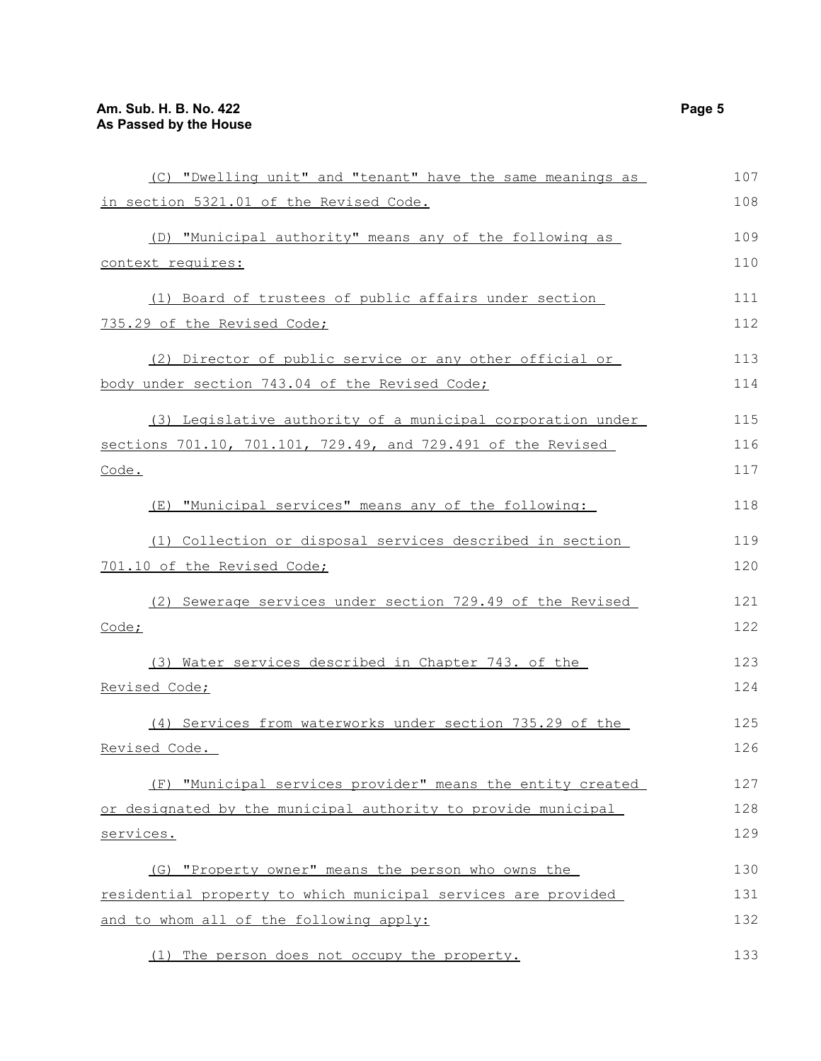(C) "Dwelling unit" and "tenant" have the same meanings as in section 5321.01 of the Revised Code.

(D) "Municipal authority" means any of the following as context requires:

(1) Board of trustees of public affairs under section 735.29 of the Revised Code;

(2) Director of public service or any other official or body under section 743.04 of the Revised Code;

(3) Legislative authority of a municipal corporation under sections 701.10, 701.101, 729.49, and 729.491 of the Revised Code.

(E) "Municipal services" means any of the following:

(1) Collection or disposal services described in section 701.10 of the Revised Code;

(2) Sewerage services under section 729.49 of the Revised Code;

(3) Water services described in Chapter 743. of the Revised Code;

(4) Services from waterworks under section 735.29 of the Revised Code.

(F) "Municipal services provider" means the entity created or designated by the municipal authority to provide municipal services.

(G) "Property owner" means the person who owns the residential property to which municipal services are provided and to whom all of the following apply:

(1) The person does not occupy the property.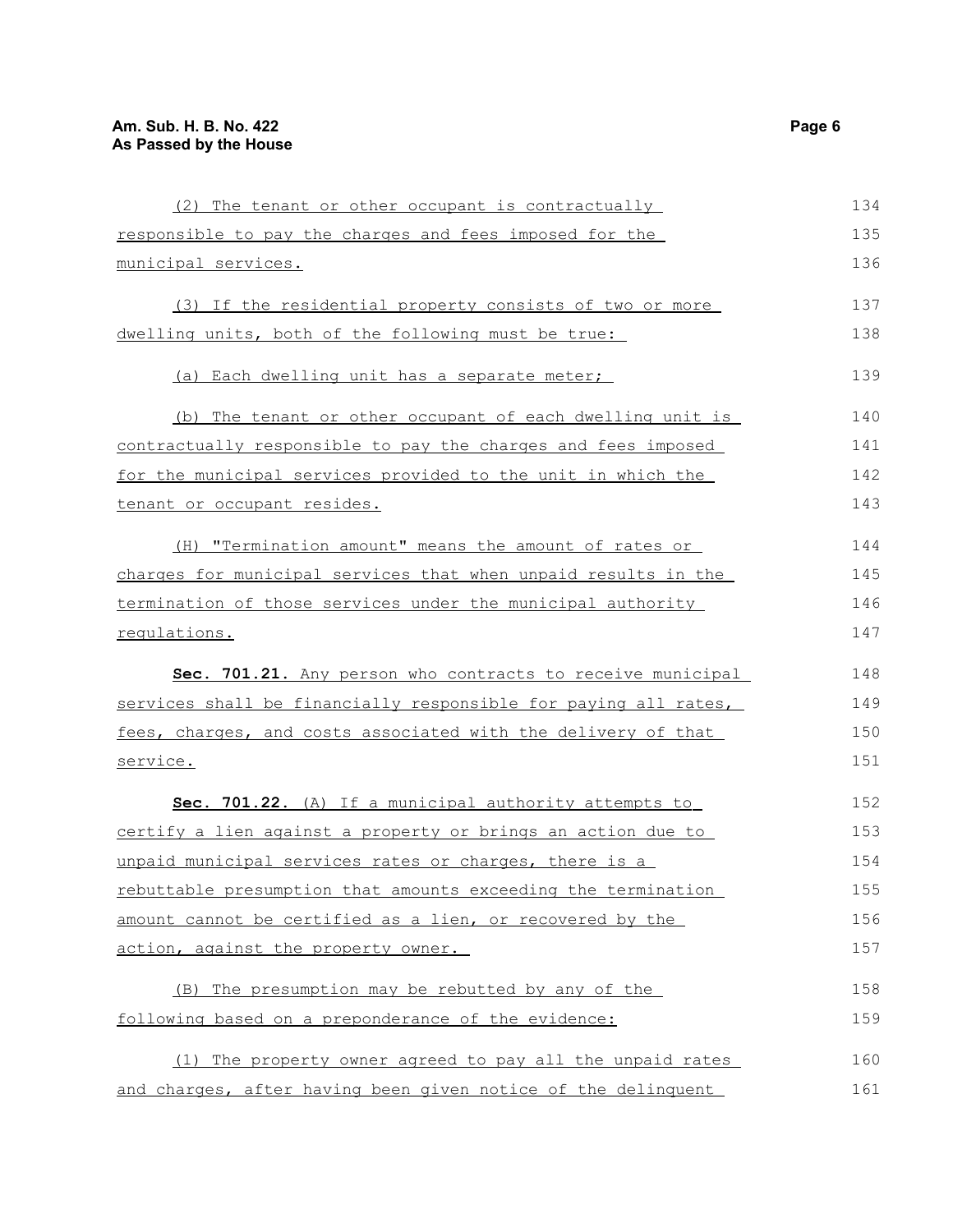(2) The tenant or other occupant is contractually responsible to pay the charges and fees imposed for the municipal services.

(3) If the residential property consists of two or more dwelling units, both of the following must be true:

(a) Each dwelling unit has a separate meter;

(b) The tenant or other occupant of each dwelling unit is contractually responsible to pay the charges and fees imposed for the municipal services provided to the unit in which the tenant or occupant resides.

(H) "Termination amount" means the amount of rates or charges for municipal services that when unpaid results in the termination of those services under the municipal authority regulations.

**Sec. 701.21.** Any person who contracts to receive municipal services shall be financially responsible for paying all rates, fees, charges, and costs associated with the delivery of that service.

**Sec. 701.22.** (A) If a municipal authority attempts to certify a lien against a property or brings an action due to unpaid municipal services rates or charges, there is a rebuttable presumption that amounts exceeding the termination amount cannot be certified as a lien, or recovered by the action, against the property owner.

(B) The presumption may be rebutted by any of the following based on a preponderance of the evidence:

(1) The property owner agreed to pay all the unpaid rates and charges, after having been given notice of the delinquent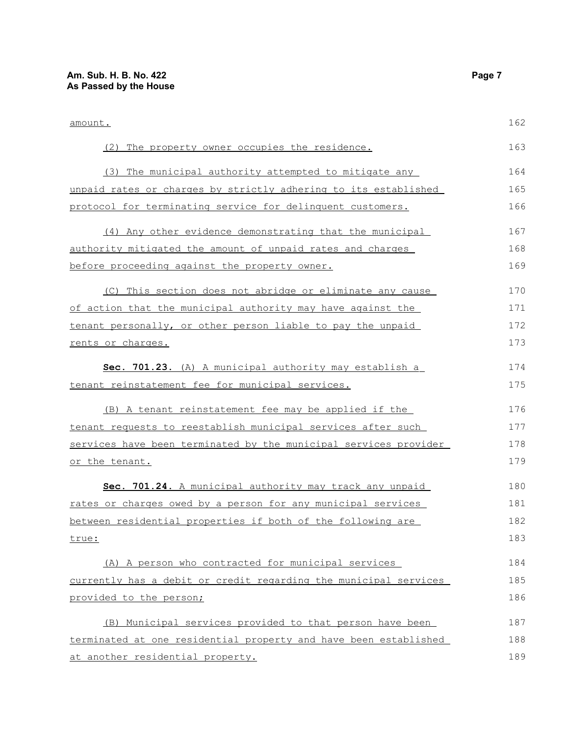amount.

(2) The property owner occupies the residence.

(3) The municipal authority attempted to mitigate any unpaid rates or charges by strictly adhering to its established protocol for terminating service for delinquent customers.

(4) Any other evidence demonstrating that the municipal authority mitigated the amount of unpaid rates and charges before proceeding against the property owner.

(C) This section does not abridge or eliminate any cause of action that the municipal authority may have against the tenant personally, or other person liable to pay the unpaid rents or charges.

**Sec. 701.23.** (A) A municipal authority may establish a tenant reinstatement fee for municipal services.

(B) A tenant reinstatement fee may be applied if the tenant requests to reestablish municipal services after such services have been terminated by the municipal services provider or the tenant.

**Sec. 701.24.** A municipal authority may track any unpaid rates or charges owed by a person for any municipal services between residential properties if both of the following are true:

(A) A person who contracted for municipal services currently has a debit or credit regarding the municipal services provided to the person;

(B) Municipal services provided to that person have been terminated at one residential property and have been established at another residential property.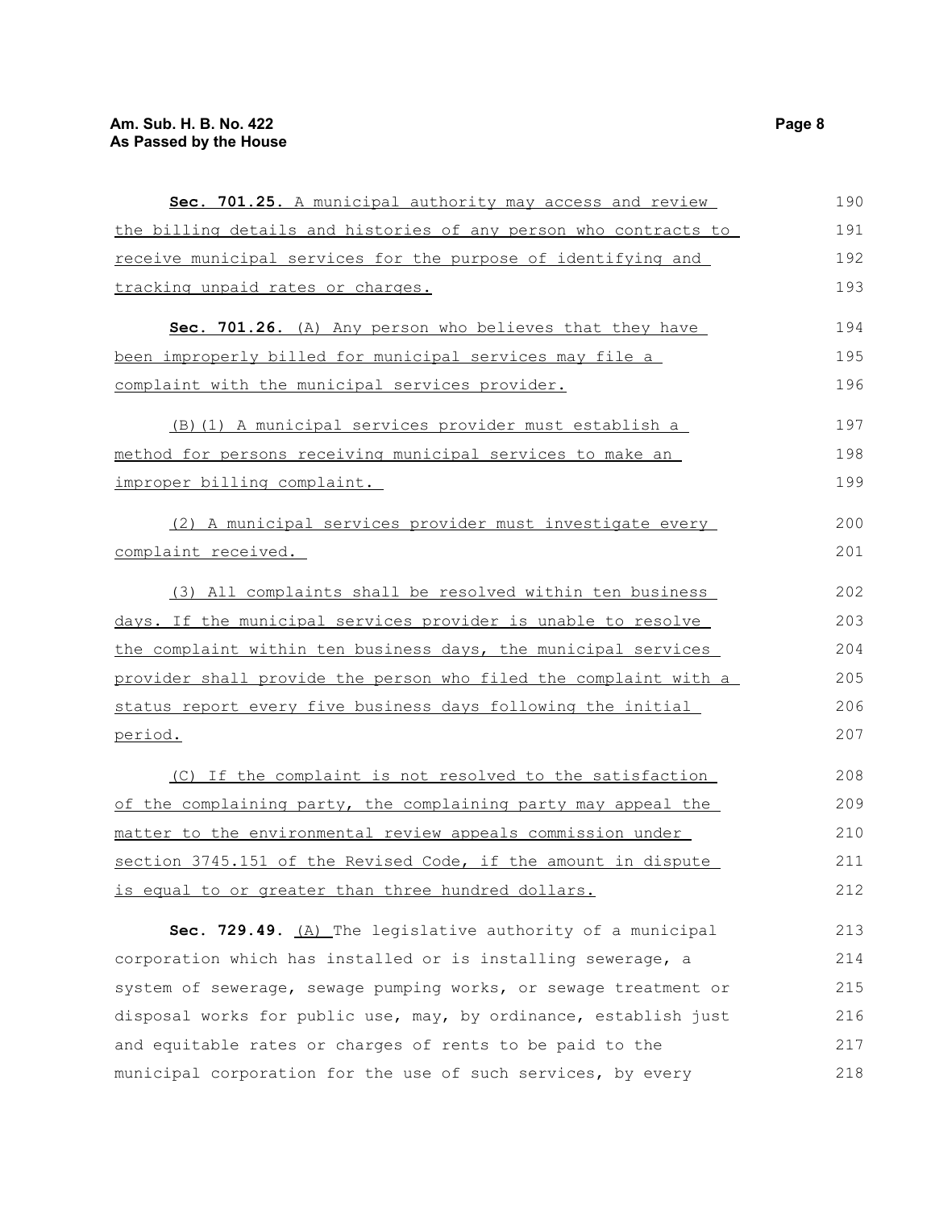**Sec. 701.25.** A municipal authority may access and review the billing details and histories of any person who contracts to receive municipal services for the purpose of identifying and tracking unpaid rates or charges.

**Sec. 701.26.** (A) Any person who believes that they have been improperly billed for municipal services may file a complaint with the municipal services provider.

(B)(1) A municipal services provider must establish a method for persons receiving municipal services to make an improper billing complaint.

(2) A municipal services provider must investigate every complaint received.

(3) All complaints shall be resolved within ten business days. If the municipal services provider is unable to resolve the complaint within ten business days, the municipal services provider shall provide the person who filed the complaint with a status report every five business days following the initial period.

(C) If the complaint is not resolved to the satisfaction of the complaining party, the complaining party may appeal the matter to the environmental review appeals commission under section 3745.151 of the Revised Code, if the amount in dispute is equal to or greater than three hundred dollars.

**Sec. 729.49.** (A) The legislative authority of a municipal corporation which has installed or is installing sewerage, a system of sewerage, sewage pumping works, or sewage treatment or disposal works for public use, may, by ordinance, establish just and equitable rates or charges of rents to be paid to the municipal corporation for the use of such services, by every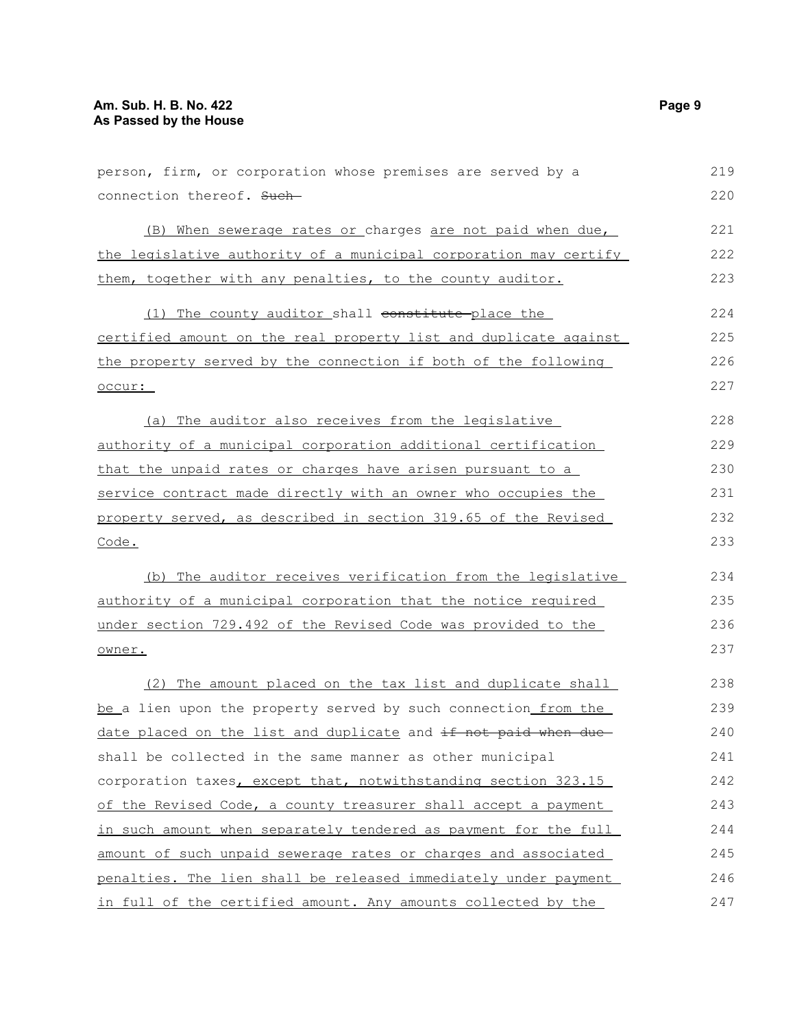person, firm, or corporation whose premises are served by a connection thereof. ~~Such~~

(B) When sewerage rates or charges are not paid when due, the legislative authority of a municipal corporation may certify them, together with any penalties, to the county auditor.

(1) The county auditor shall ~~constitute~~ place the certified amount on the real property list and duplicate against the property served by the connection if both of the following occur:

(a) The auditor also receives from the legislative authority of a municipal corporation additional certification that the unpaid rates or charges have arisen pursuant to a service contract made directly with an owner who occupies the property served, as described in section 319.65 of the Revised Code.

(b) The auditor receives verification from the legislative authority of a municipal corporation that the notice required under section 729.492 of the Revised Code was provided to the owner.

(2) The amount placed on the tax list and duplicate shall be a lien upon the property served by such connection from the date placed on the list and duplicate and ~~if not paid when due~~ shall be collected in the same manner as other municipal corporation taxes, except that, notwithstanding section 323.15 of the Revised Code, a county treasurer shall accept a payment in such amount when separately tendered as payment for the full amount of such unpaid sewerage rates or charges and associated penalties. The lien shall be released immediately under payment in full of the certified amount. Any amounts collected by the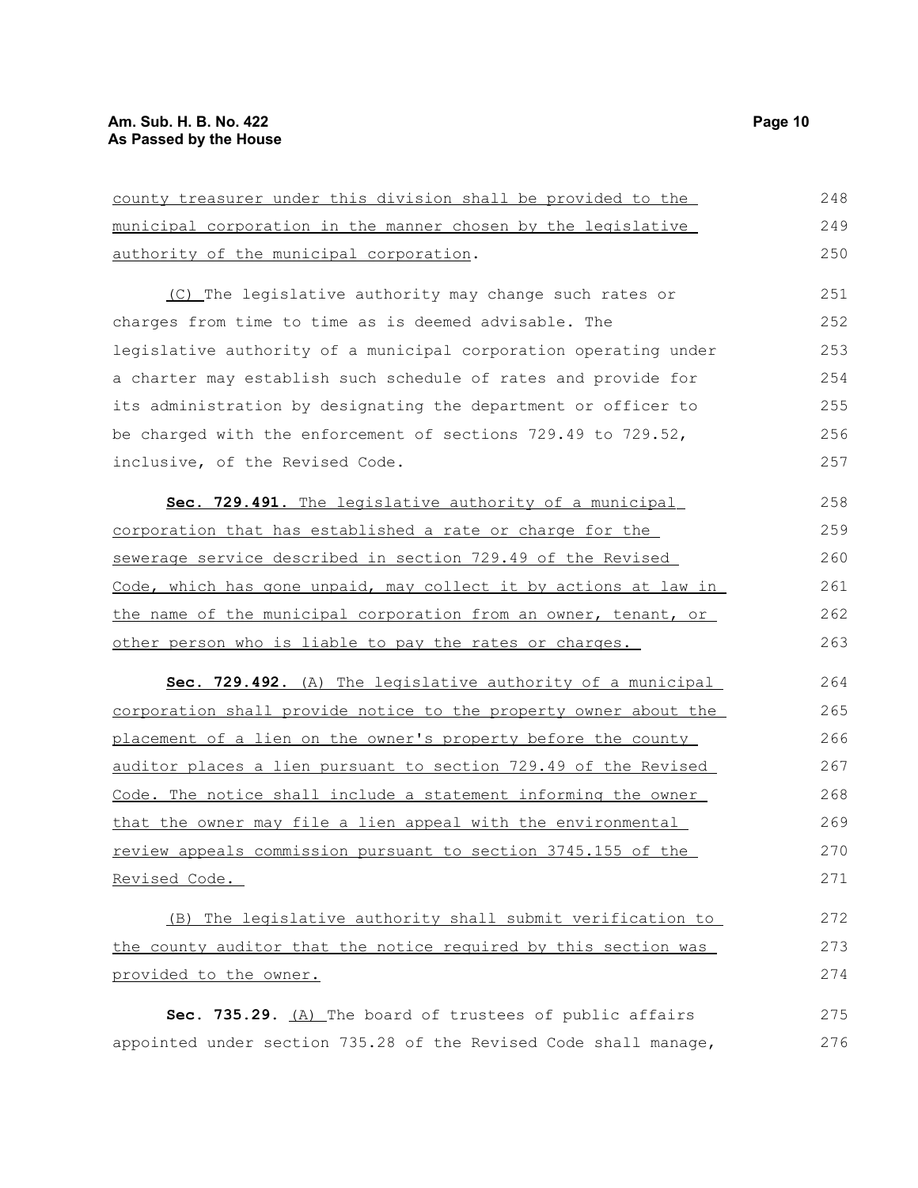county treasurer under this division shall be provided to the municipal corporation in the manner chosen by the legislative authority of the municipal corporation.

(C) The legislative authority may change such rates or charges from time to time as is deemed advisable. The legislative authority of a municipal corporation operating under a charter may establish such schedule of rates and provide for its administration by designating the department or officer to be charged with the enforcement of sections 729.49 to 729.52, inclusive, of the Revised Code.

**Sec. 729.491.** The legislative authority of a municipal corporation that has established a rate or charge for the sewerage service described in section 729.49 of the Revised Code, which has gone unpaid, may collect it by actions at law in the name of the municipal corporation from an owner, tenant, or other person who is liable to pay the rates or charges.

**Sec. 729.492.** (A) The legislative authority of a municipal corporation shall provide notice to the property owner about the placement of a lien on the owner's property before the county auditor places a lien pursuant to section 729.49 of the Revised Code. The notice shall include a statement informing the owner that the owner may file a lien appeal with the environmental review appeals commission pursuant to section 3745.155 of the Revised Code.

(B) The legislative authority shall submit verification to the county auditor that the notice required by this section was provided to the owner.

**Sec. 735.29.** (A) The board of trustees of public affairs appointed under section 735.28 of the Revised Code shall manage,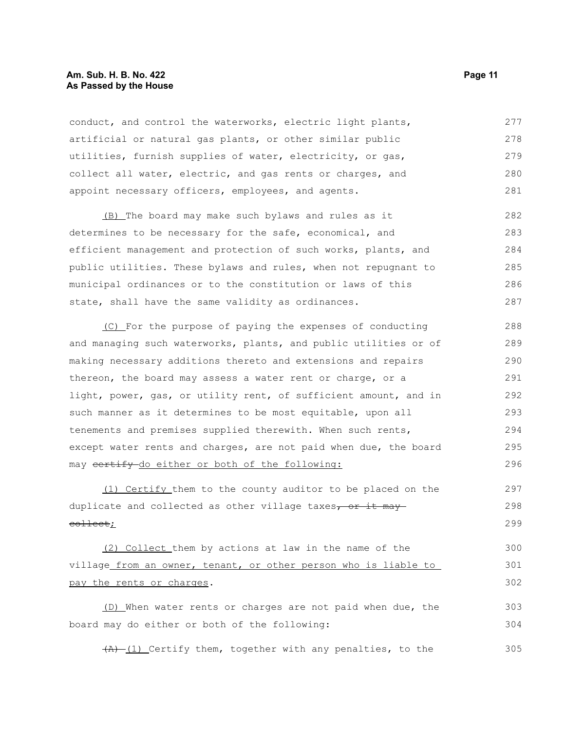conduct, and control the waterworks, electric light plants, artificial or natural gas plants, or other similar public utilities, furnish supplies of water, electricity, or gas, collect all water, electric, and gas rents or charges, and appoint necessary officers, employees, and agents.

(B) The board may make such bylaws and rules as it determines to be necessary for the safe, economical, and efficient management and protection of such works, plants, and public utilities. These bylaws and rules, when not repugnant to municipal ordinances or to the constitution or laws of this state, shall have the same validity as ordinances.

(C) For the purpose of paying the expenses of conducting and managing such waterworks, plants, and public utilities or of making necessary additions thereto and extensions and repairs thereon, the board may assess a water rent or charge, or a light, power, gas, or utility rent, of sufficient amount, and in such manner as it determines to be most equitable, upon all tenements and premises supplied therewith. When such rents, except water rents and charges, are not paid when due, the board may ~~certify~~ do either or both of the following:

(1) Certify them to the county auditor to be placed on the duplicate and collected as other village taxes~~, or it may collect~~;

(2) Collect them by actions at law in the name of the village from an owner, tenant, or other person who is liable to pay the rents or charges.

(D) When water rents or charges are not paid when due, the board may do either or both of the following:

~~(A)~~ (1) Certify them, together with any penalties, to the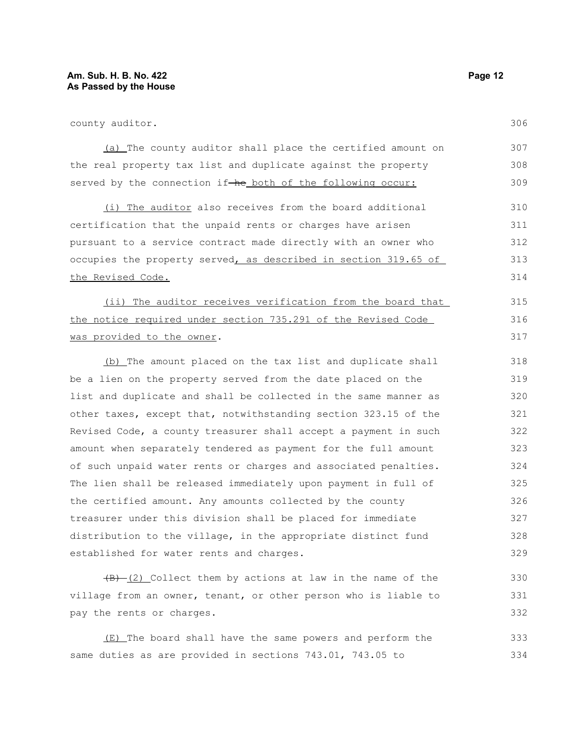county auditor.

(a) The county auditor shall place the certified amount on the real property tax list and duplicate against the property served by the connection if he both of the following occur:

(i) The auditor also receives from the board additional certification that the unpaid rents or charges have arisen pursuant to a service contract made directly with an owner who occupies the property served, as described in section 319.65 of the Revised Code.

(ii) The auditor receives verification from the board that the notice required under section 735.291 of the Revised Code was provided to the owner.

(b) The amount placed on the tax list and duplicate shall be a lien on the property served from the date placed on the list and duplicate and shall be collected in the same manner as other taxes, except that, notwithstanding section 323.15 of the Revised Code, a county treasurer shall accept a payment in such amount when separately tendered as payment for the full amount of such unpaid water rents or charges and associated penalties. The lien shall be released immediately upon payment in full of the certified amount. Any amounts collected by the county treasurer under this division shall be placed for immediate distribution to the village, in the appropriate distinct fund established for water rents and charges.

(B) (2) Collect them by actions at law in the name of the village from an owner, tenant, or other person who is liable to pay the rents or charges.

(E) The board shall have the same powers and perform the same duties as are provided in sections 743.01, 743.05 to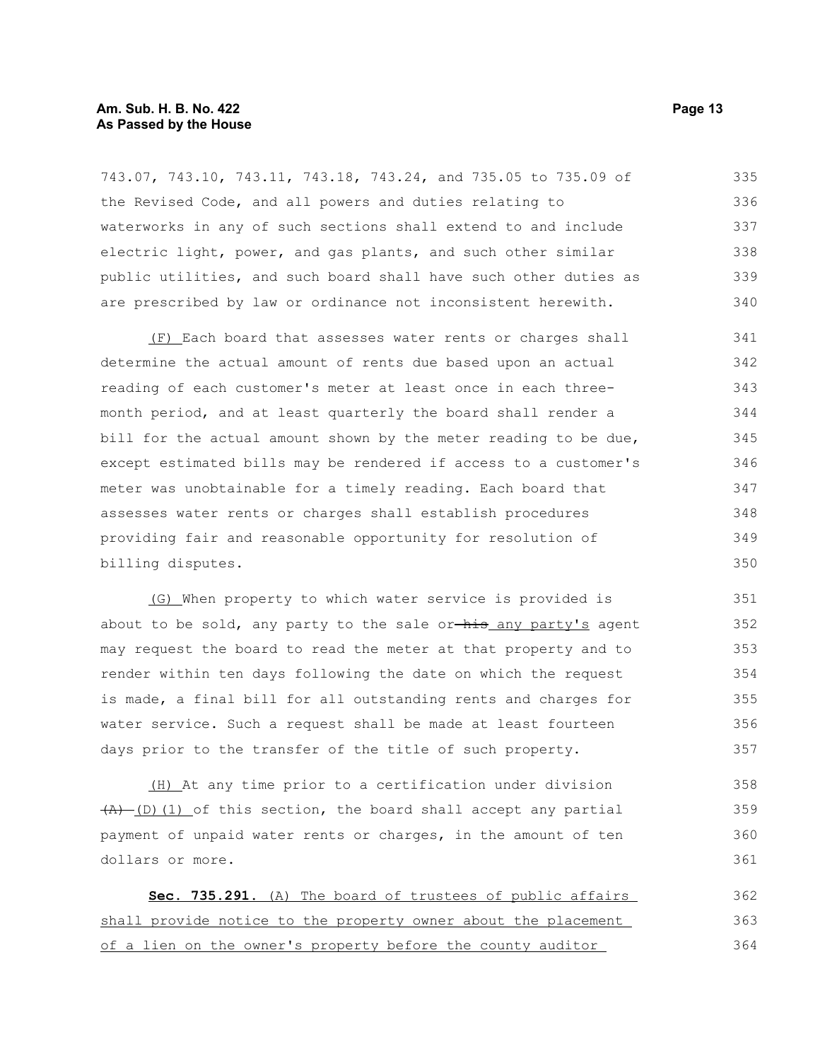743.07, 743.10, 743.11, 743.18, 743.24, and 735.05 to 735.09 of the Revised Code, and all powers and duties relating to waterworks in any of such sections shall extend to and include electric light, power, and gas plants, and such other similar public utilities, and such board shall have such other duties as are prescribed by law or ordinance not inconsistent herewith.

(F) Each board that assesses water rents or charges shall determine the actual amount of rents due based upon an actual reading of each customer's meter at least once in each three-month period, and at least quarterly the board shall render a bill for the actual amount shown by the meter reading to be due, except estimated bills may be rendered if access to a customer's meter was unobtainable for a timely reading. Each board that assesses water rents or charges shall establish procedures providing fair and reasonable opportunity for resolution of billing disputes.

(G) When property to which water service is provided is about to be sold, any party to the sale or ~~his~~ any party's agent may request the board to read the meter at that property and to render within ten days following the date on which the request is made, a final bill for all outstanding rents and charges for water service. Such a request shall be made at least fourteen days prior to the transfer of the title of such property.

(H) At any time prior to a certification under division ~~(A)~~ (D)(1) of this section, the board shall accept any partial payment of unpaid water rents or charges, in the amount of ten dollars or more.

**Sec. 735.291.** (A) The board of trustees of public affairs shall provide notice to the property owner about the placement of a lien on the owner's property before the county auditor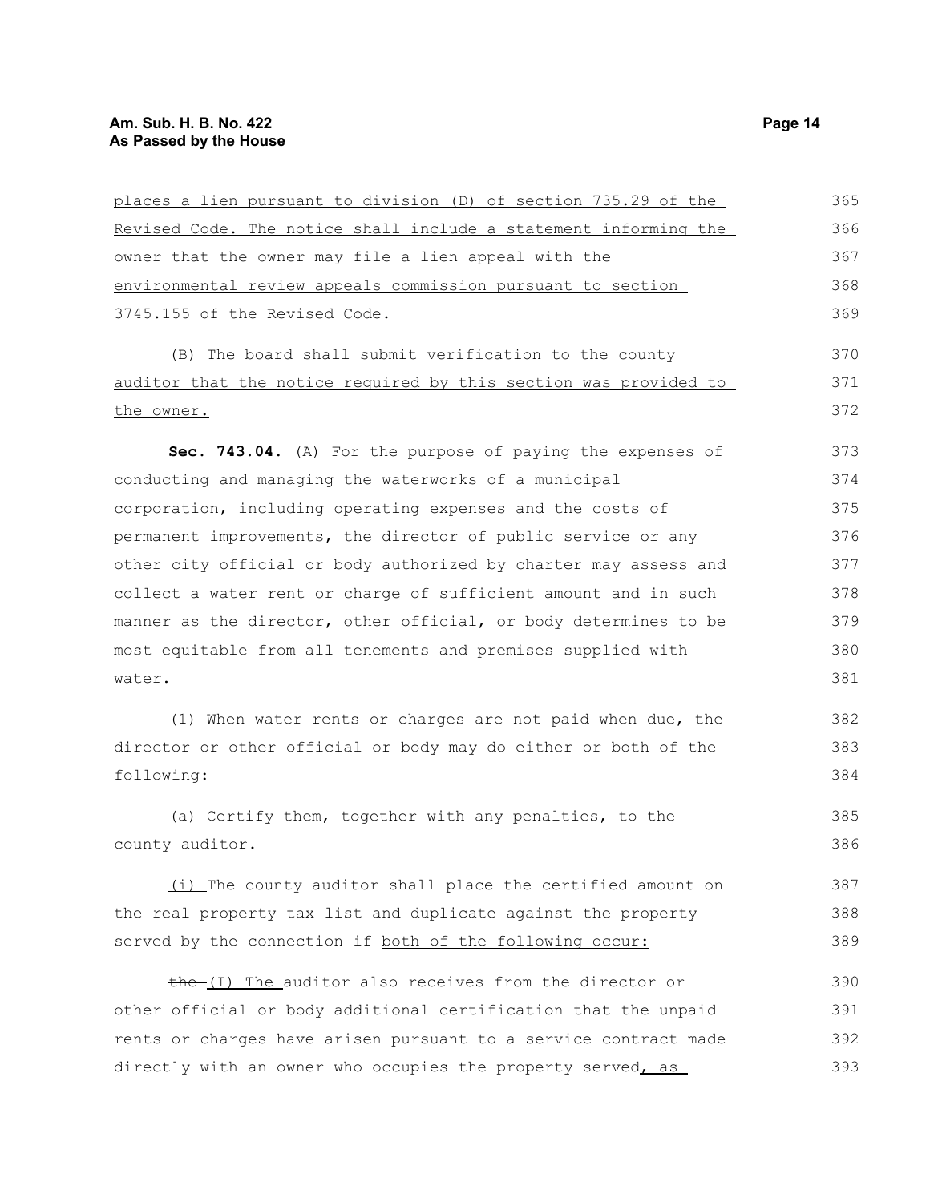places a lien pursuant to division (D) of section 735.29 of the Revised Code. The notice shall include a statement informing the owner that the owner may file a lien appeal with the environmental review appeals commission pursuant to section 3745.155 of the Revised Code.

(B) The board shall submit verification to the county auditor that the notice required by this section was provided to the owner.

**Sec. 743.04.** (A) For the purpose of paying the expenses of conducting and managing the waterworks of a municipal corporation, including operating expenses and the costs of permanent improvements, the director of public service or any other city official or body authorized by charter may assess and collect a water rent or charge of sufficient amount and in such manner as the director, other official, or body determines to be most equitable from all tenements and premises supplied with water.

(1) When water rents or charges are not paid when due, the director or other official or body may do either or both of the following:

(a) Certify them, together with any penalties, to the county auditor.

(i) The county auditor shall place the certified amount on the real property tax list and duplicate against the property served by the connection if both of the following occur:

~~the~~ (I) The auditor also receives from the director or other official or body additional certification that the unpaid rents or charges have arisen pursuant to a service contract made directly with an owner who occupies the property served, as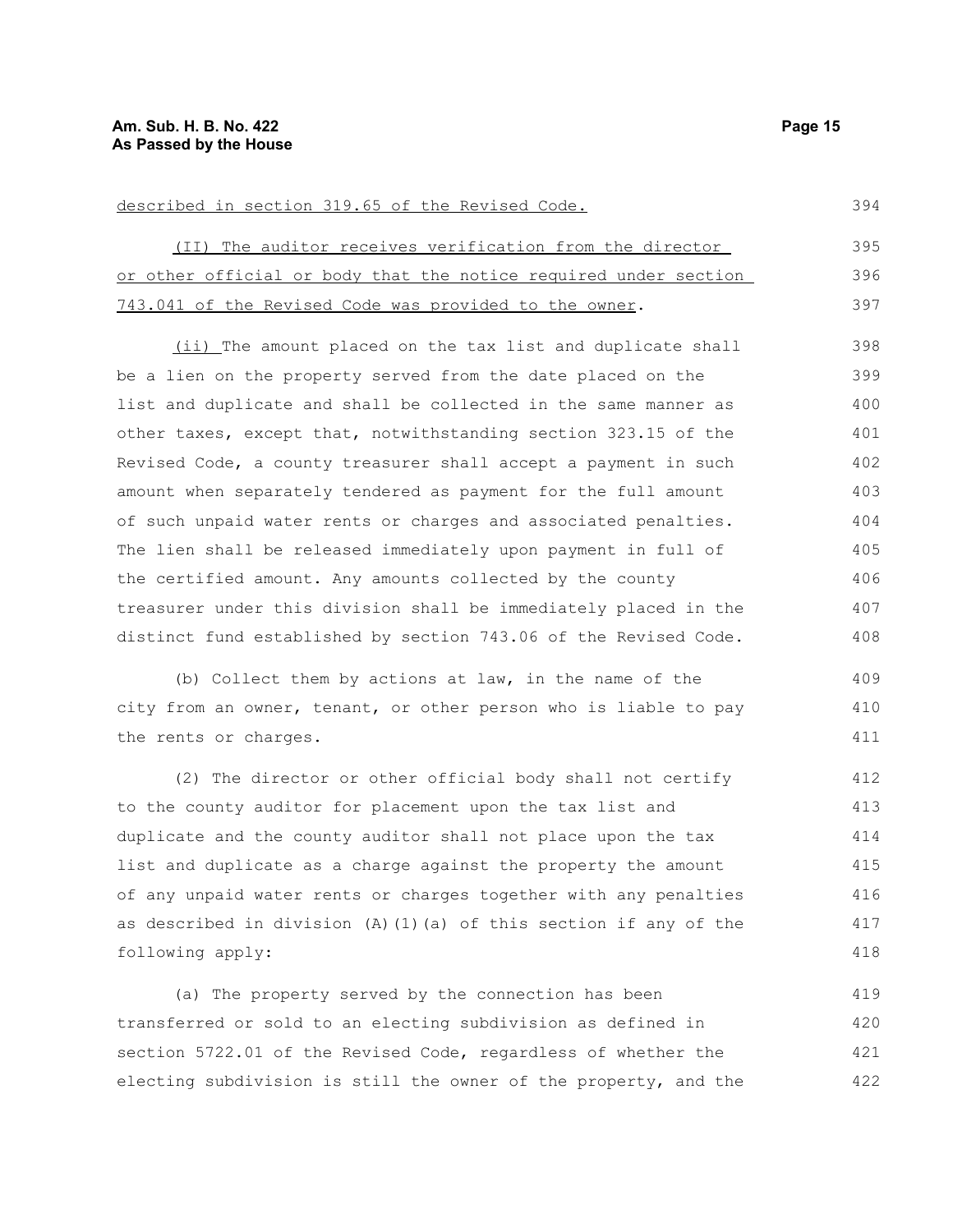described in section 319.65 of the Revised Code.

(II) The auditor receives verification from the director or other official or body that the notice required under section 743.041 of the Revised Code was provided to the owner.

(ii) The amount placed on the tax list and duplicate shall be a lien on the property served from the date placed on the list and duplicate and shall be collected in the same manner as other taxes, except that, notwithstanding section 323.15 of the Revised Code, a county treasurer shall accept a payment in such amount when separately tendered as payment for the full amount of such unpaid water rents or charges and associated penalties. The lien shall be released immediately upon payment in full of the certified amount. Any amounts collected by the county treasurer under this division shall be immediately placed in the distinct fund established by section 743.06 of the Revised Code.

(b) Collect them by actions at law, in the name of the city from an owner, tenant, or other person who is liable to pay the rents or charges.

(2) The director or other official body shall not certify to the county auditor for placement upon the tax list and duplicate and the county auditor shall not place upon the tax list and duplicate as a charge against the property the amount of any unpaid water rents or charges together with any penalties as described in division (A)(1)(a) of this section if any of the following apply:

(a) The property served by the connection has been transferred or sold to an electing subdivision as defined in section 5722.01 of the Revised Code, regardless of whether the electing subdivision is still the owner of the property, and the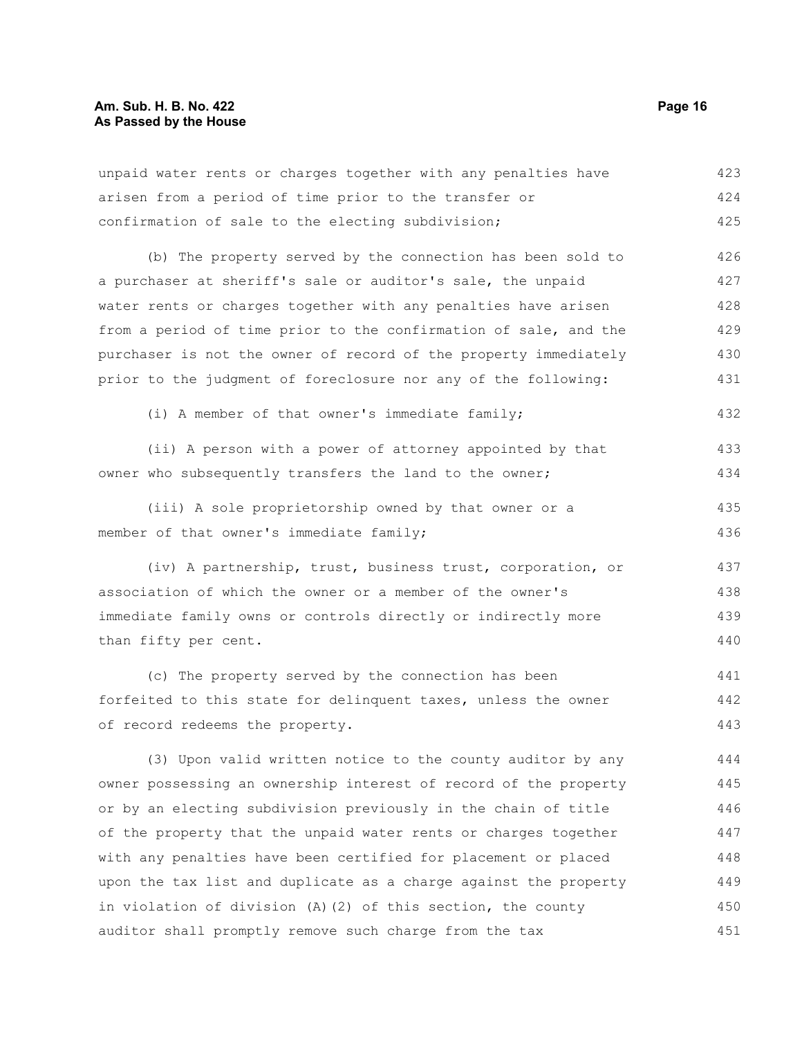unpaid water rents or charges together with any penalties have arisen from a period of time prior to the transfer or confirmation of sale to the electing subdivision;

(b) The property served by the connection has been sold to a purchaser at sheriff's sale or auditor's sale, the unpaid water rents or charges together with any penalties have arisen from a period of time prior to the confirmation of sale, and the purchaser is not the owner of record of the property immediately prior to the judgment of foreclosure nor any of the following:

(i) A member of that owner's immediate family;

(ii) A person with a power of attorney appointed by that owner who subsequently transfers the land to the owner;

(iii) A sole proprietorship owned by that owner or a member of that owner's immediate family;

(iv) A partnership, trust, business trust, corporation, or association of which the owner or a member of the owner's immediate family owns or controls directly or indirectly more than fifty per cent.

(c) The property served by the connection has been forfeited to this state for delinquent taxes, unless the owner of record redeems the property.

(3) Upon valid written notice to the county auditor by any owner possessing an ownership interest of record of the property or by an electing subdivision previously in the chain of title of the property that the unpaid water rents or charges together with any penalties have been certified for placement or placed upon the tax list and duplicate as a charge against the property in violation of division (A)(2) of this section, the county auditor shall promptly remove such charge from the tax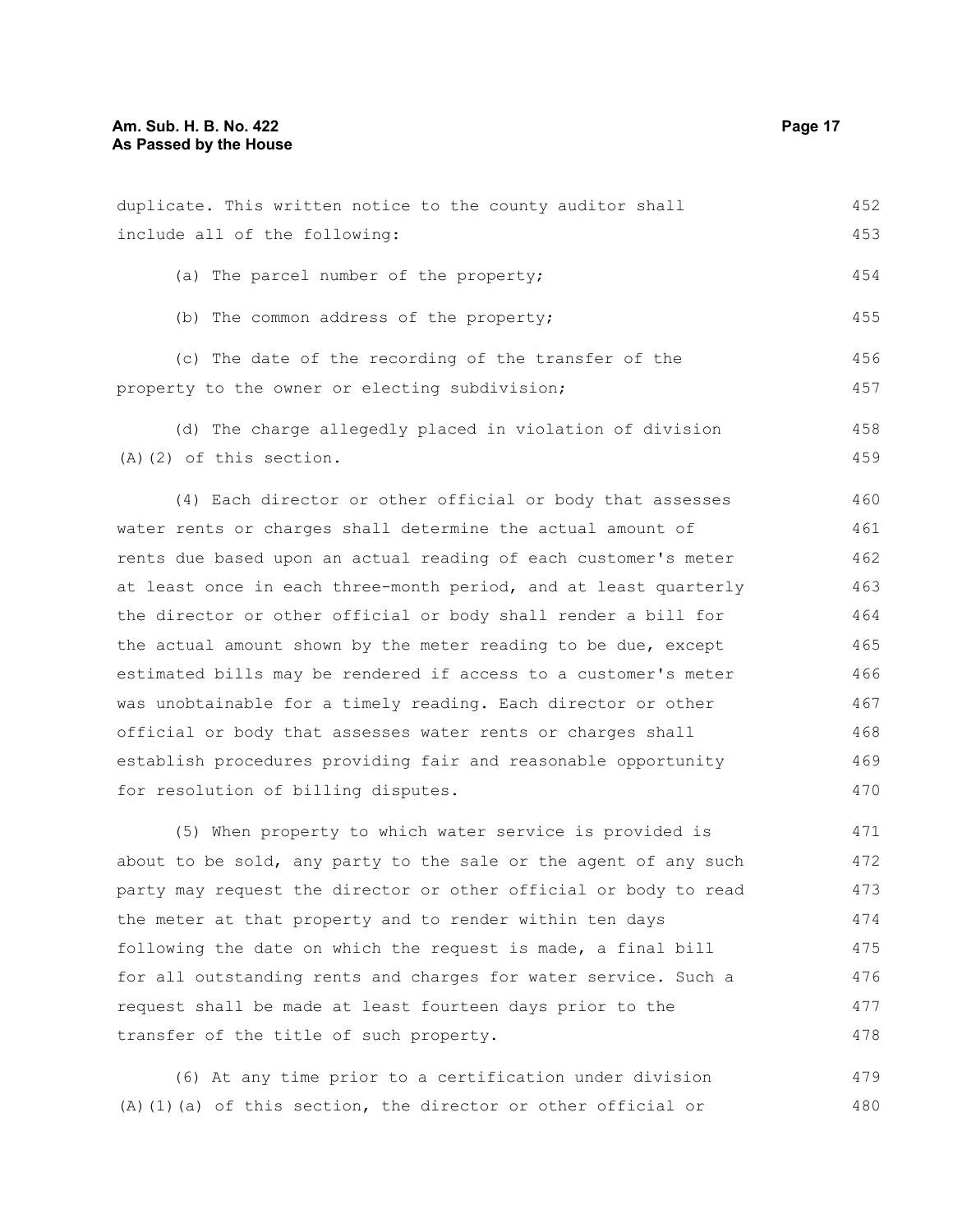duplicate. This written notice to the county auditor shall include all of the following:

(a) The parcel number of the property;

(b) The common address of the property;

(c) The date of the recording of the transfer of the property to the owner or electing subdivision;

(d) The charge allegedly placed in violation of division (A)(2) of this section.

(4) Each director or other official or body that assesses water rents or charges shall determine the actual amount of rents due based upon an actual reading of each customer's meter at least once in each three-month period, and at least quarterly the director or other official or body shall render a bill for the actual amount shown by the meter reading to be due, except estimated bills may be rendered if access to a customer's meter was unobtainable for a timely reading. Each director or other official or body that assesses water rents or charges shall establish procedures providing fair and reasonable opportunity for resolution of billing disputes.

(5) When property to which water service is provided is about to be sold, any party to the sale or the agent of any such party may request the director or other official or body to read the meter at that property and to render within ten days following the date on which the request is made, a final bill for all outstanding rents and charges for water service. Such a request shall be made at least fourteen days prior to the transfer of the title of such property.

(6) At any time prior to a certification under division (A)(1)(a) of this section, the director or other official or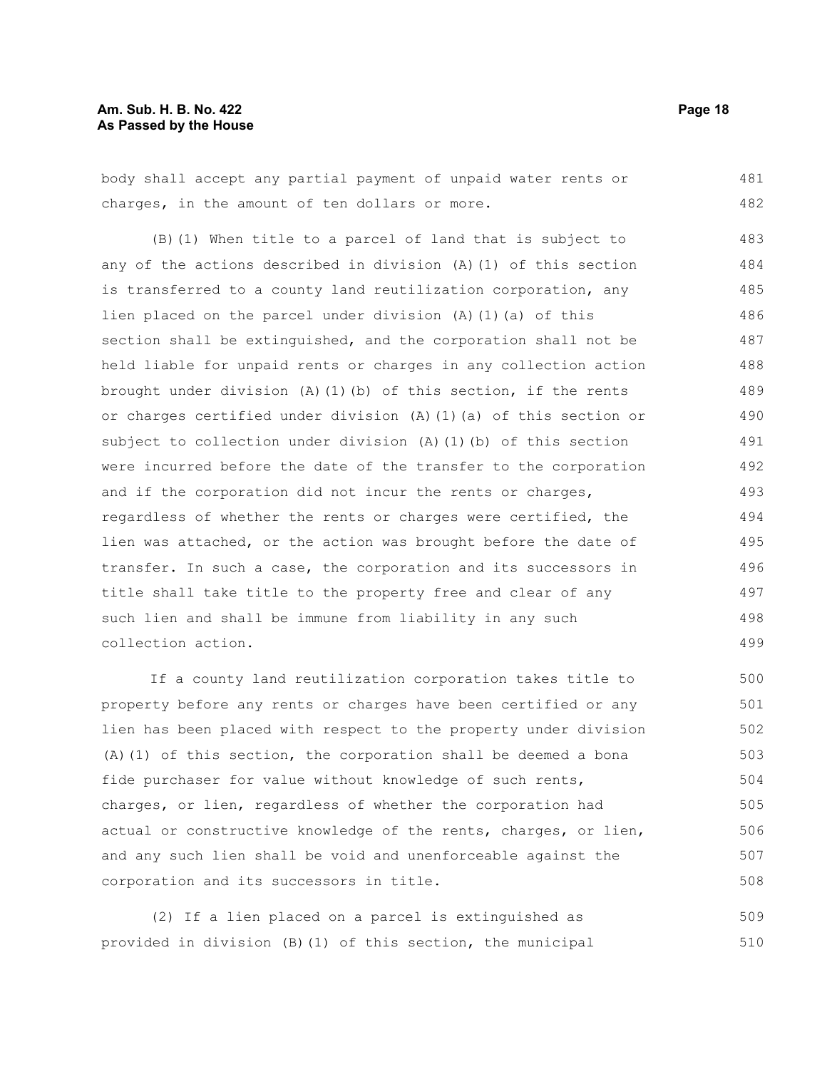body shall accept any partial payment of unpaid water rents or charges, in the amount of ten dollars or more.

(B)(1) When title to a parcel of land that is subject to any of the actions described in division (A)(1) of this section is transferred to a county land reutilization corporation, any lien placed on the parcel under division (A)(1)(a) of this section shall be extinguished, and the corporation shall not be held liable for unpaid rents or charges in any collection action brought under division (A)(1)(b) of this section, if the rents or charges certified under division (A)(1)(a) of this section or subject to collection under division (A)(1)(b) of this section were incurred before the date of the transfer to the corporation and if the corporation did not incur the rents or charges, regardless of whether the rents or charges were certified, the lien was attached, or the action was brought before the date of transfer. In such a case, the corporation and its successors in title shall take title to the property free and clear of any such lien and shall be immune from liability in any such collection action.

If a county land reutilization corporation takes title to property before any rents or charges have been certified or any lien has been placed with respect to the property under division (A)(1) of this section, the corporation shall be deemed a bona fide purchaser for value without knowledge of such rents, charges, or lien, regardless of whether the corporation had actual or constructive knowledge of the rents, charges, or lien, and any such lien shall be void and unenforceable against the corporation and its successors in title.

(2) If a lien placed on a parcel is extinguished as provided in division (B)(1) of this section, the municipal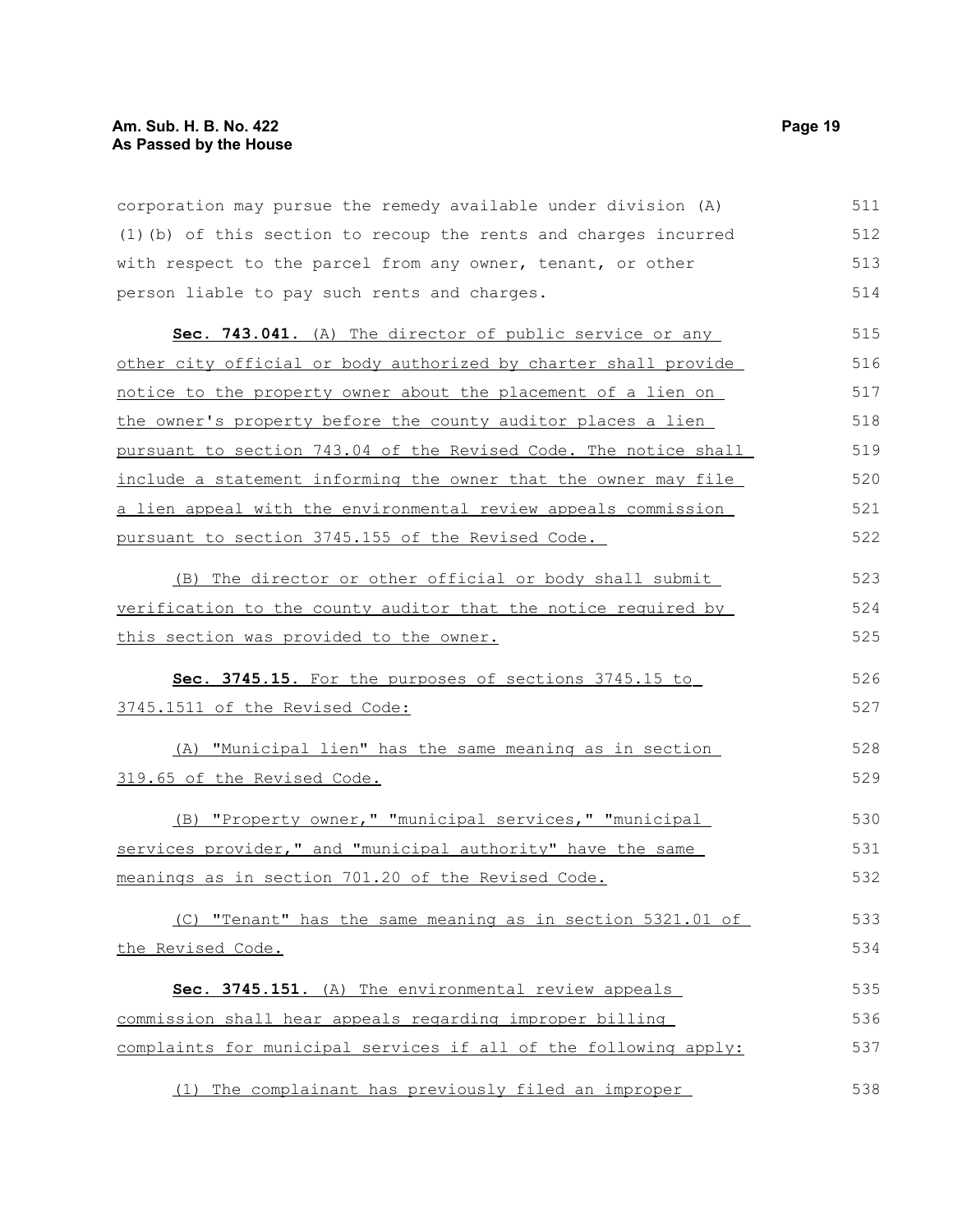corporation may pursue the remedy available under division (A)(1)(b) of this section to recoup the rents and charges incurred with respect to the parcel from any owner, tenant, or other person liable to pay such rents and charges.

**Sec. 743.041.** (A) The director of public service or any other city official or body authorized by charter shall provide notice to the property owner about the placement of a lien on the owner's property before the county auditor places a lien pursuant to section 743.04 of the Revised Code. The notice shall include a statement informing the owner that the owner may file a lien appeal with the environmental review appeals commission pursuant to section 3745.155 of the Revised Code.

(B) The director or other official or body shall submit verification to the county auditor that the notice required by this section was provided to the owner.

**Sec. 3745.15.** For the purposes of sections 3745.15 to 3745.1511 of the Revised Code:

(A) "Municipal lien" has the same meaning as in section 319.65 of the Revised Code.

(B) "Property owner," "municipal services," "municipal services provider," and "municipal authority" have the same meanings as in section 701.20 of the Revised Code.

(C) "Tenant" has the same meaning as in section 5321.01 of the Revised Code.

**Sec. 3745.151.** (A) The environmental review appeals commission shall hear appeals regarding improper billing complaints for municipal services if all of the following apply:

(1) The complainant has previously filed an improper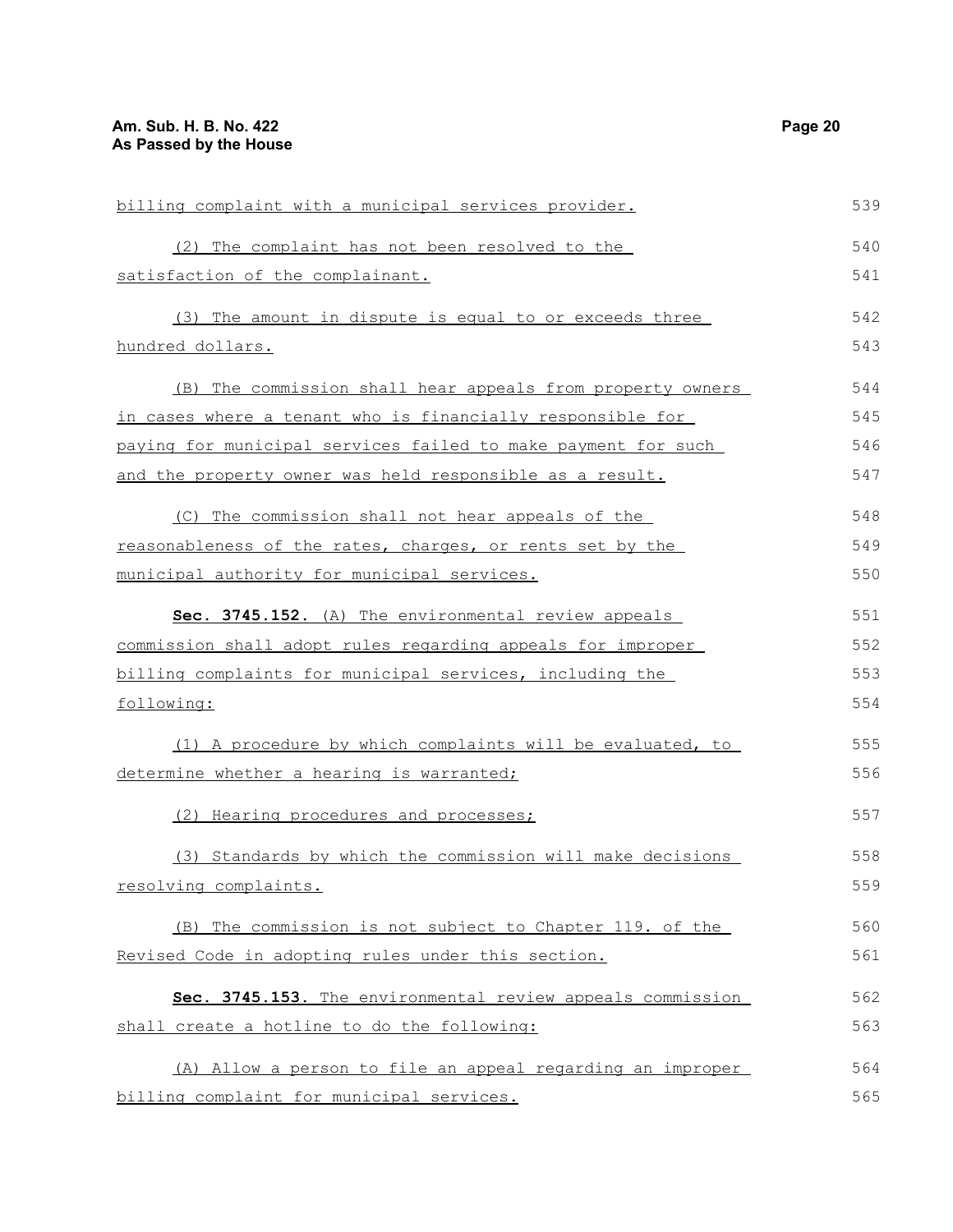billing complaint with a municipal services provider.

(2) The complaint has not been resolved to the satisfaction of the complainant.

(3) The amount in dispute is equal to or exceeds three hundred dollars.

(B) The commission shall hear appeals from property owners in cases where a tenant who is financially responsible for paying for municipal services failed to make payment for such and the property owner was held responsible as a result.

(C) The commission shall not hear appeals of the reasonableness of the rates, charges, or rents set by the municipal authority for municipal services.

**Sec. 3745.152.** (A) The environmental review appeals commission shall adopt rules regarding appeals for improper billing complaints for municipal services, including the following:

(1) A procedure by which complaints will be evaluated, to determine whether a hearing is warranted;

(2) Hearing procedures and processes;

(3) Standards by which the commission will make decisions resolving complaints.

(B) The commission is not subject to Chapter 119. of the Revised Code in adopting rules under this section.

**Sec. 3745.153.** The environmental review appeals commission shall create a hotline to do the following:

(A) Allow a person to file an appeal regarding an improper billing complaint for municipal services.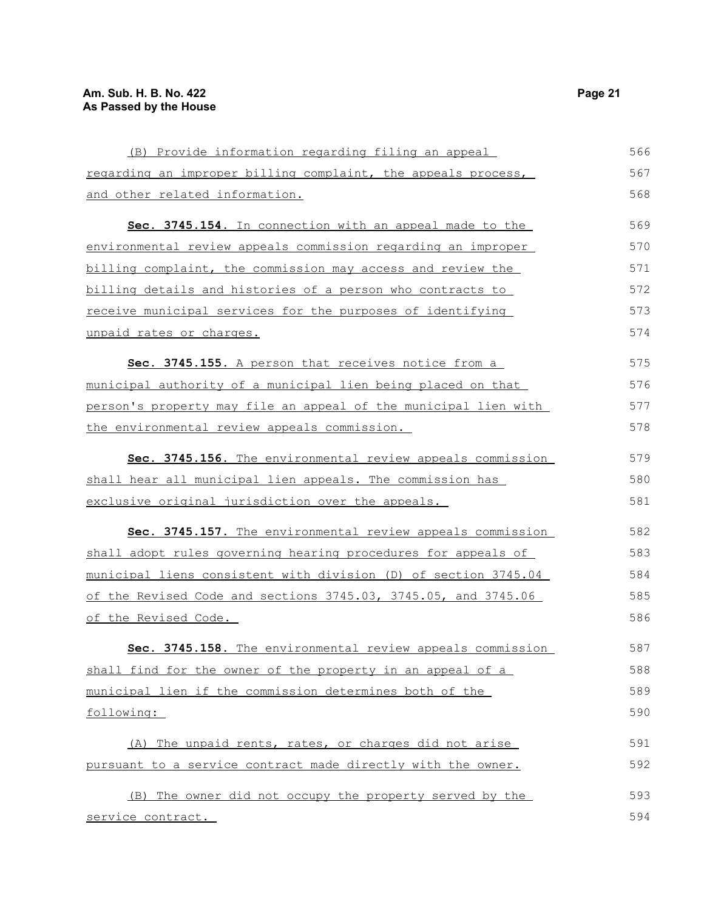(B) Provide information regarding filing an appeal regarding an improper billing complaint, the appeals process, and other related information.

**Sec. 3745.154.** In connection with an appeal made to the environmental review appeals commission regarding an improper billing complaint, the commission may access and review the billing details and histories of a person who contracts to receive municipal services for the purposes of identifying unpaid rates or charges.

**Sec. 3745.155.** A person that receives notice from a municipal authority of a municipal lien being placed on that person's property may file an appeal of the municipal lien with the environmental review appeals commission.

**Sec. 3745.156.** The environmental review appeals commission shall hear all municipal lien appeals. The commission has exclusive original jurisdiction over the appeals.

**Sec. 3745.157.** The environmental review appeals commission shall adopt rules governing hearing procedures for appeals of municipal liens consistent with division (D) of section 3745.04 of the Revised Code and sections 3745.03, 3745.05, and 3745.06 of the Revised Code.

**Sec. 3745.158.** The environmental review appeals commission shall find for the owner of the property in an appeal of a municipal lien if the commission determines both of the following:

(A) The unpaid rents, rates, or charges did not arise pursuant to a service contract made directly with the owner.

(B) The owner did not occupy the property served by the service contract.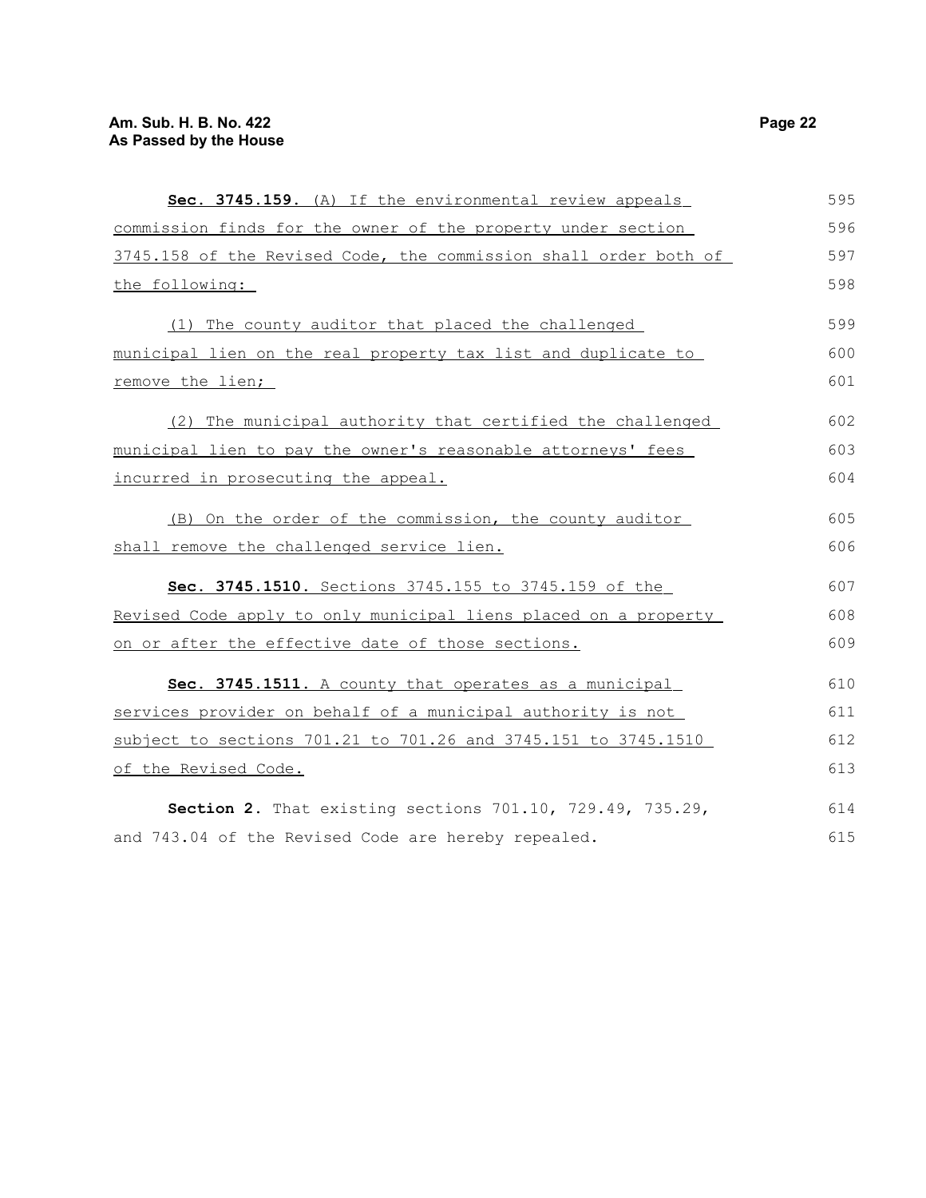**Sec. 3745.159.** (A) If the environmental review appeals commission finds for the owner of the property under section 3745.158 of the Revised Code, the commission shall order both of the following:

(1) The county auditor that placed the challenged municipal lien on the real property tax list and duplicate to remove the lien;

(2) The municipal authority that certified the challenged municipal lien to pay the owner's reasonable attorneys' fees incurred in prosecuting the appeal.

(B) On the order of the commission, the county auditor shall remove the challenged service lien.

**Sec. 3745.1510.** Sections 3745.155 to 3745.159 of the Revised Code apply to only municipal liens placed on a property on or after the effective date of those sections.

**Sec. 3745.1511.** A county that operates as a municipal services provider on behalf of a municipal authority is not subject to sections 701.21 to 701.26 and 3745.151 to 3745.1510 of the Revised Code.

**Section 2.** That existing sections 701.10, 729.49, 735.29, and 743.04 of the Revised Code are hereby repealed.